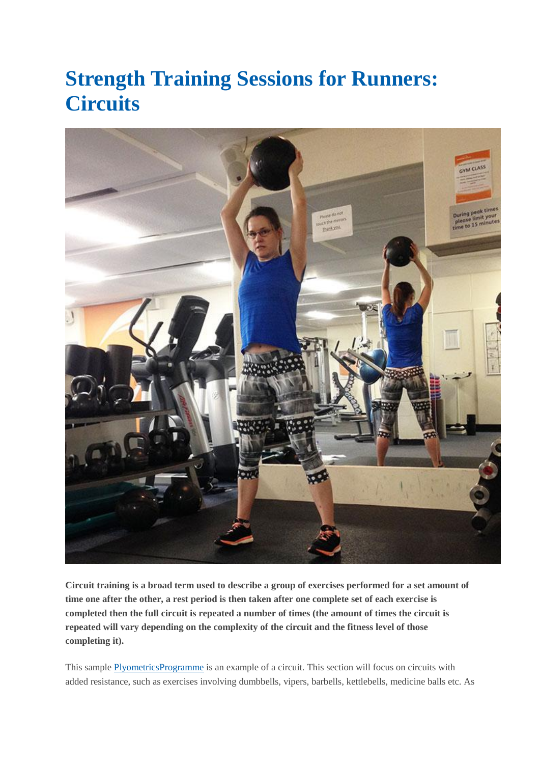# Strength Training Sessions for Runners: Circuits

**Circuit training is a broad term used to describe a group of exercises performed for a set amount of time one after the other, a rest period is then taken after one complete set of each exercise is completed then the full circuit is repeated a number of times (the amount of times the circuit is repeated will vary depending on the complexity of the circuit and the fitness level of those completing it).**

This sample [PlyometricsProgramme] is an example of a circuit. This section will focus on circuits with added resistance, such as exercises involving dumbbells, vipers, barbells, kettlebells, medicine balls etc. As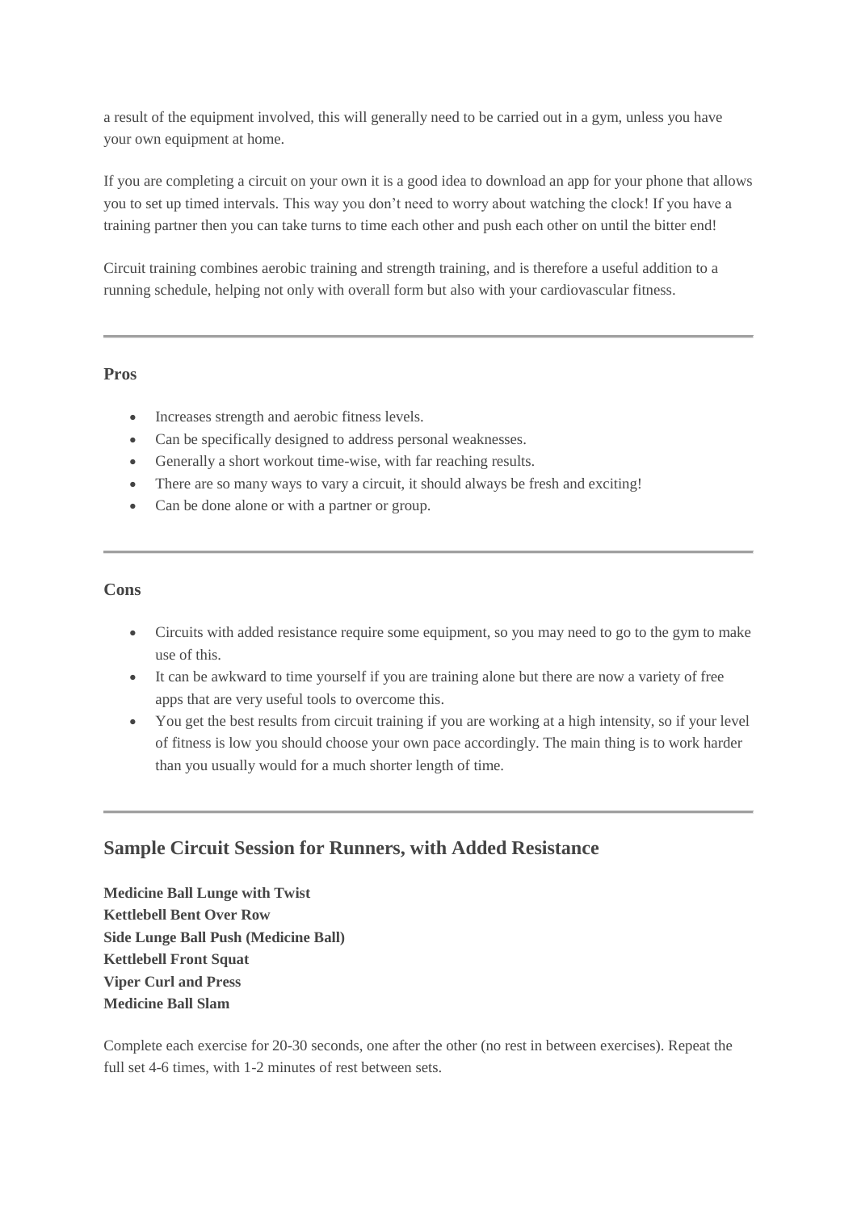a result of the equipment involved, this will generally need to be carried out in a gym, unless you have your own equipment at home.

If you are completing a circuit on your own it is a good idea to download an app for your phone that allows you to set up timed intervals. This way you don't need to worry about watching the clock! If you have a training partner then you can take turns to time each other and push each other on until the bitter end!

Circuit training combines aerobic training and strength training, and is therefore a useful addition to a running schedule, helping not only with overall form but also with your cardiovascular fitness.

---

**Pros**

- Increases strength and aerobic fitness levels.
- Can be specifically designed to address personal weaknesses.
- Generally a short workout time-wise, with far reaching results.
- There are so many ways to vary a circuit, it should always be fresh and exciting!
- Can be done alone or with a partner or group.

---

**Cons**

- Circuits with added resistance require some equipment, so you may need to go to the gym to make use of this.
- It can be awkward to time yourself if you are training alone but there are now a variety of free apps that are very useful tools to overcome this.
- You get the best results from circuit training if you are working at a high intensity, so if your level of fitness is low you should choose your own pace accordingly. The main thing is to work harder than you usually would for a much shorter length of time.

---

## Sample Circuit Session for Runners, with Added Resistance

**Medicine Ball Lunge with Twist**
**Kettlebell Bent Over Row**
**Side Lunge Ball Push (Medicine Ball)**
**Kettlebell Front Squat**
**Viper Curl and Press**
**Medicine Ball Slam**

Complete each exercise for 20-30 seconds, one after the other (no rest in between exercises). Repeat the full set 4-6 times, with 1-2 minutes of rest between sets.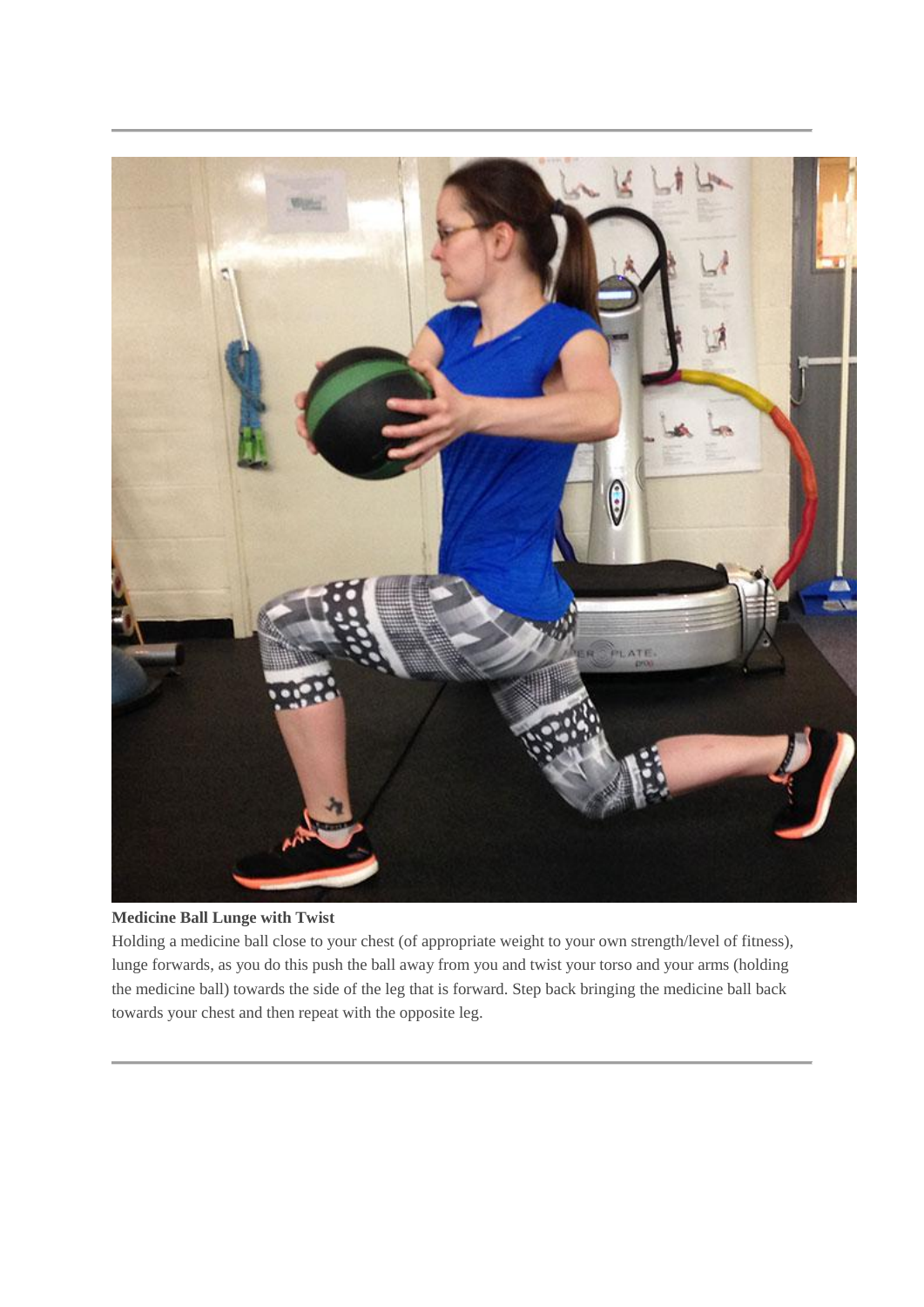**Medicine Ball Lunge with Twist**

Holding a medicine ball close to your chest (of appropriate weight to your own strength/level of fitness), lunge forwards, as you do this push the ball away from you and twist your torso and your arms (holding the medicine ball) towards the side of the leg that is forward. Step back bringing the medicine ball back towards your chest and then repeat with the opposite leg.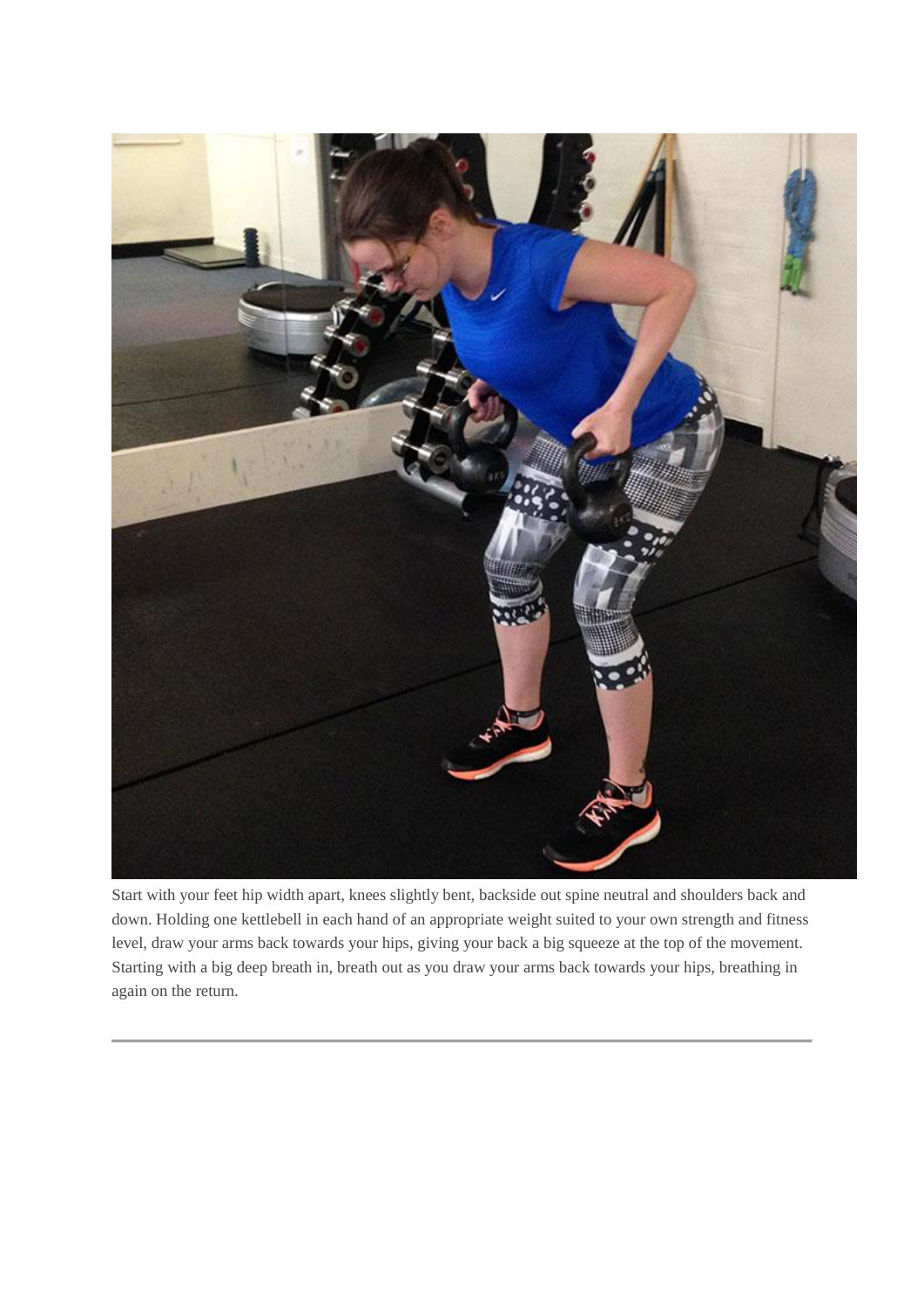Start with your feet hip width apart, knees slightly bent, backside out spine neutral and shoulders back and down. Holding one kettlebell in each hand of an appropriate weight suited to your own strength and fitness level, draw your arms back towards your hips, giving your back a big squeeze at the top of the movement. Starting with a big deep breath in, breath out as you draw your arms back towards your hips, breathing in again on the return.

---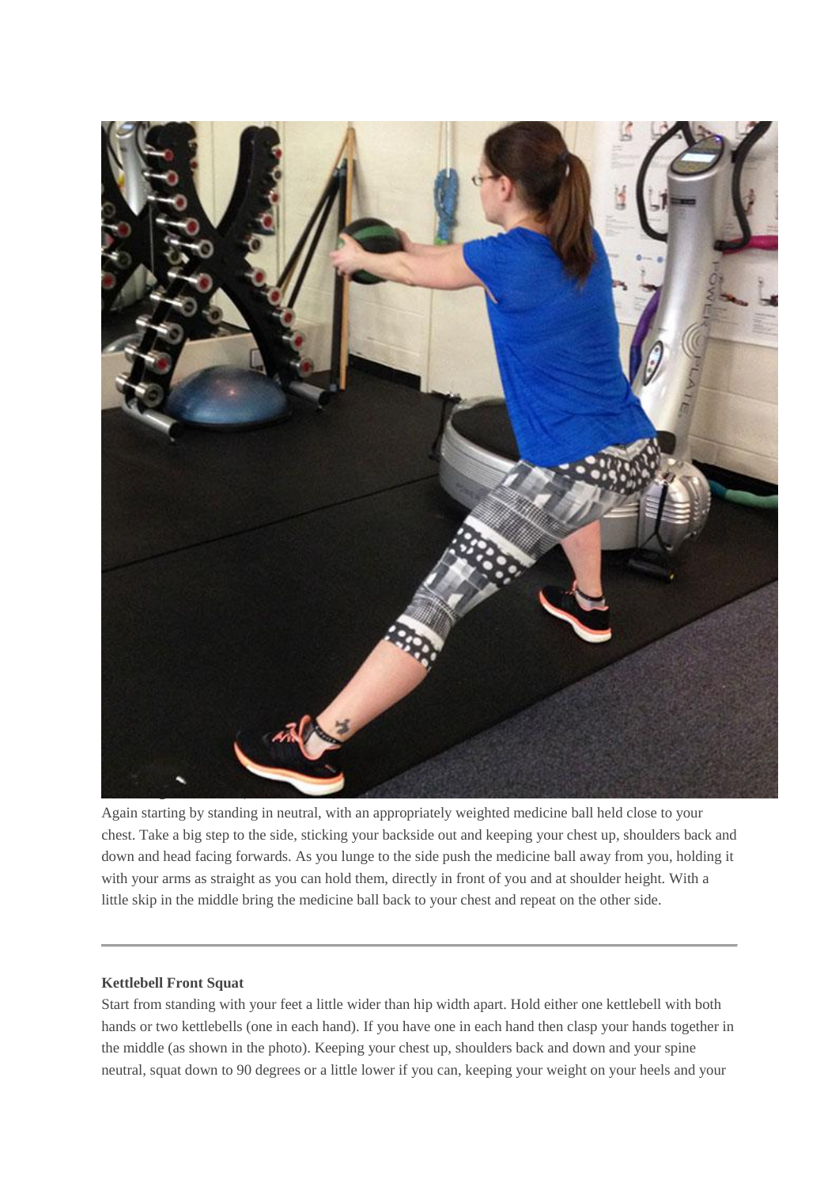Again starting by standing in neutral, with an appropriately weighted medicine ball held close to your chest. Take a big step to the side, sticking your backside out and keeping your chest up, shoulders back and down and head facing forwards. As you lunge to the side push the medicine ball away from you, holding it with your arms as straight as you can hold them, directly in front of you and at shoulder height. With a little skip in the middle bring the medicine ball back to your chest and repeat on the other side.

---

**Kettlebell Front Squat**

Start from standing with your feet a little wider than hip width apart. Hold either one kettlebell with both hands or two kettlebells (one in each hand). If you have one in each hand then clasp your hands together in the middle (as shown in the photo). Keeping your chest up, shoulders back and down and your spine neutral, squat down to 90 degrees or a little lower if you can, keeping your weight on your heels and your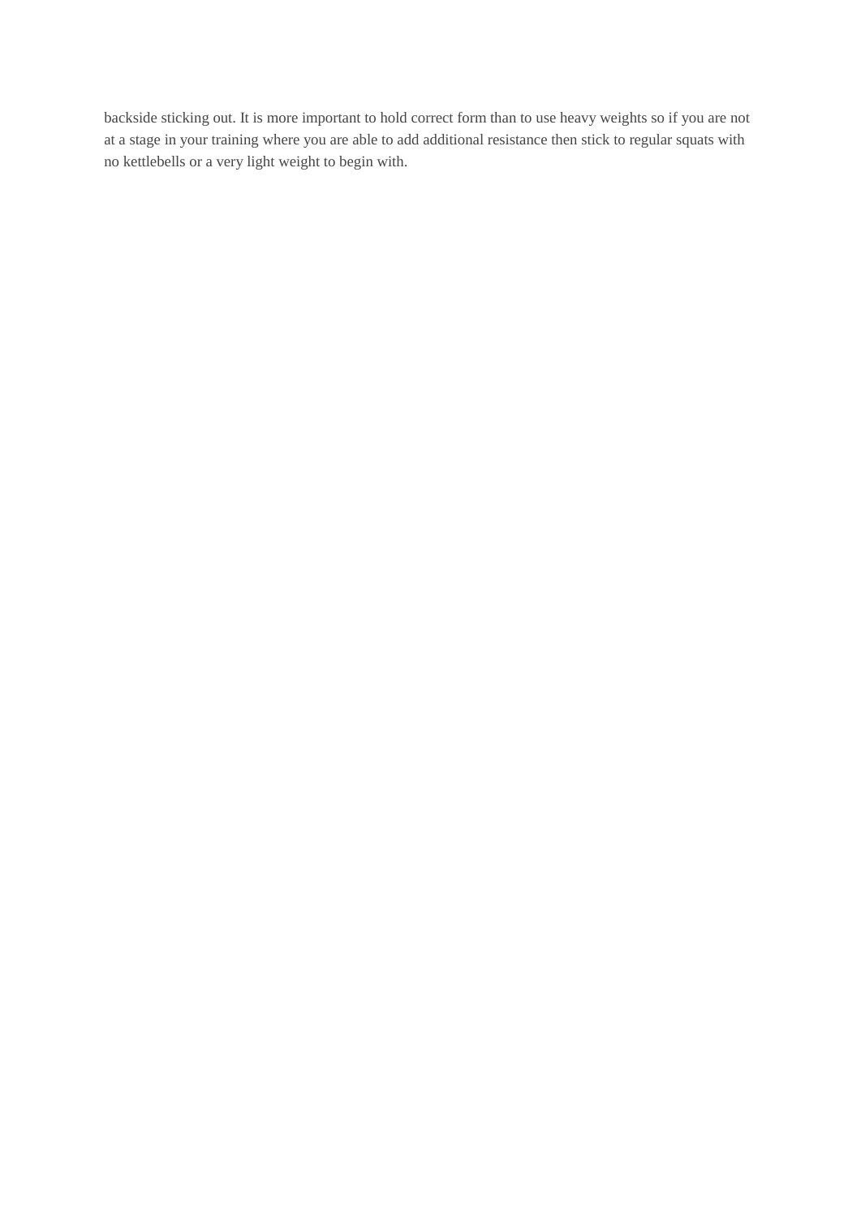backside sticking out. It is more important to hold correct form than to use heavy weights so if you are not at a stage in your training where you are able to add additional resistance then stick to regular squats with no kettlebells or a very light weight to begin with.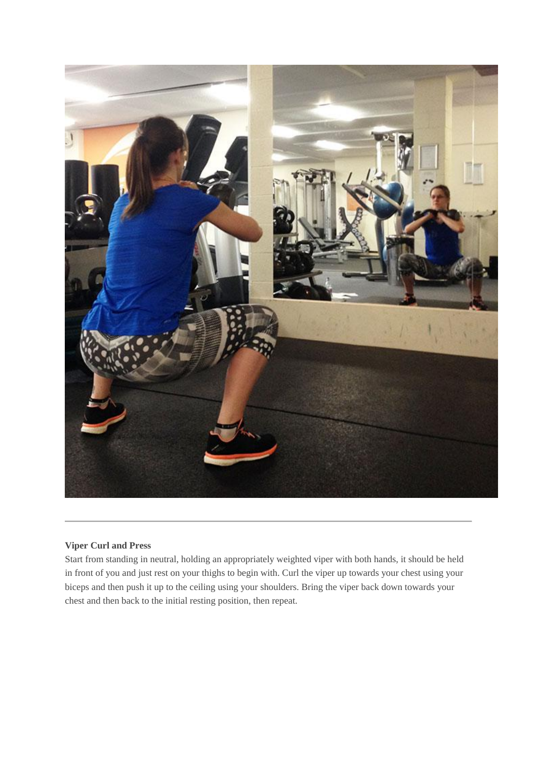**Viper Curl and Press**

Start from standing in neutral, holding an appropriately weighted viper with both hands, it should be held in front of you and just rest on your thighs to begin with. Curl the viper up towards your chest using your biceps and then push it up to the ceiling using your shoulders. Bring the viper back down towards your chest and then back to the initial resting position, then repeat.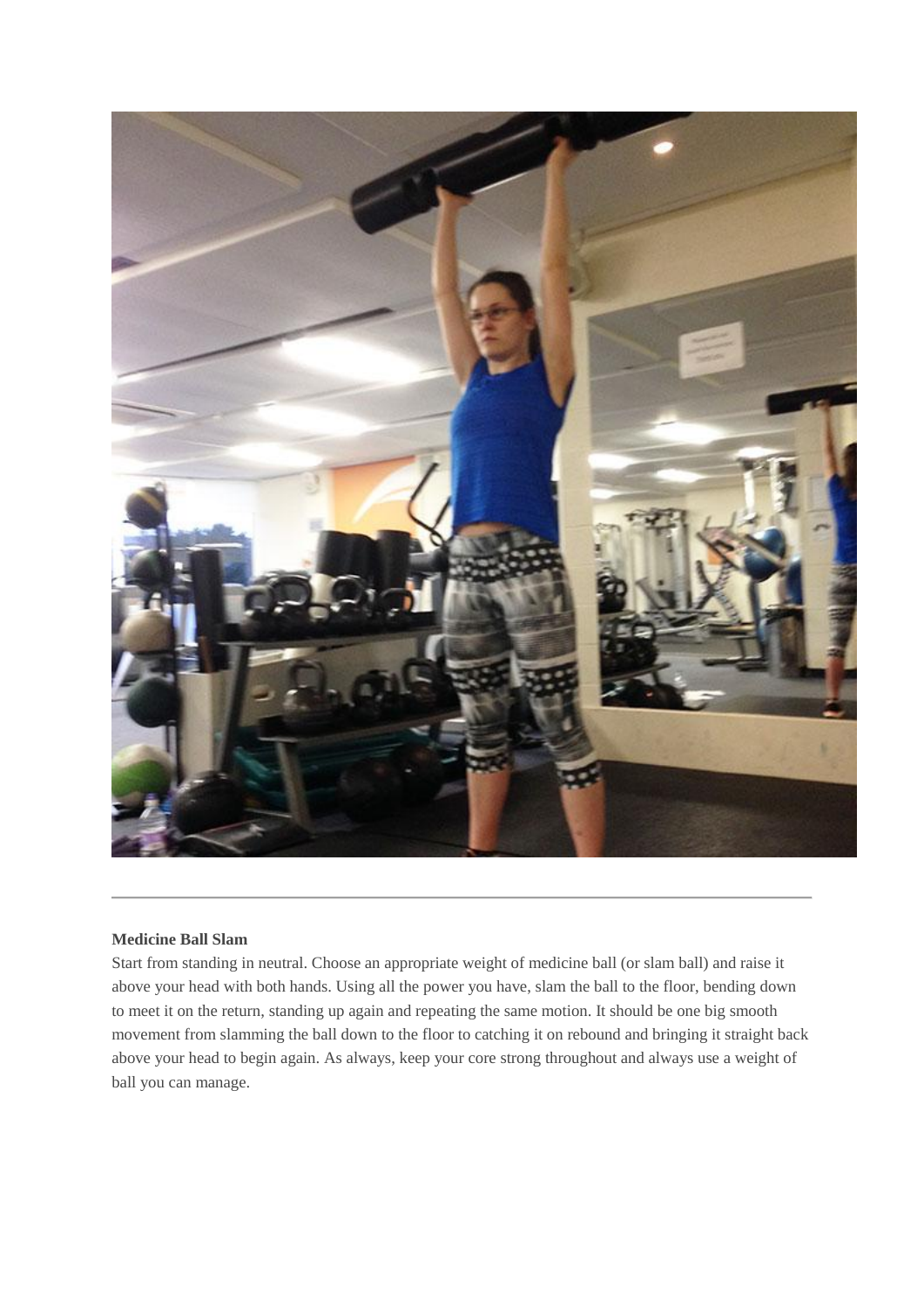**Medicine Ball Slam**

Start from standing in neutral. Choose an appropriate weight of medicine ball (or slam ball) and raise it above your head with both hands. Using all the power you have, slam the ball to the floor, bending down to meet it on the return, standing up again and repeating the same motion. It should be one big smooth movement from slamming the ball down to the floor to catching it on rebound and bringing it straight back above your head to begin again. As always, keep your core strong throughout and always use a weight of ball you can manage.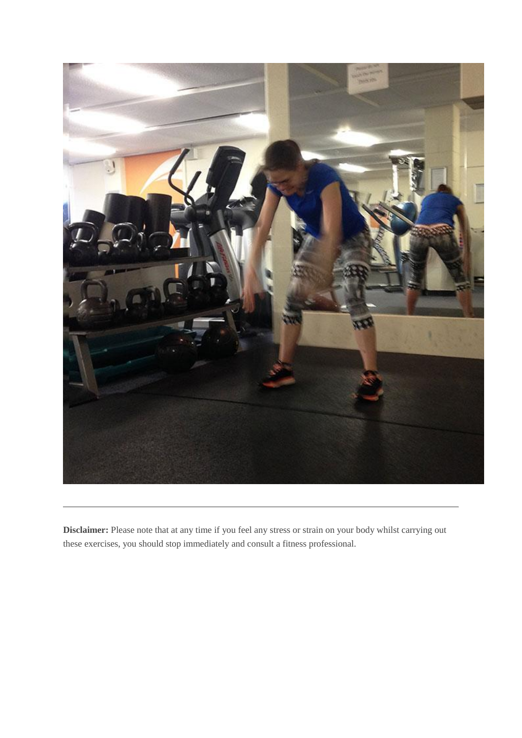---

**Disclaimer:** Please note that at any time if you feel any stress or strain on your body whilst carrying out these exercises, you should stop immediately and consult a fitness professional.